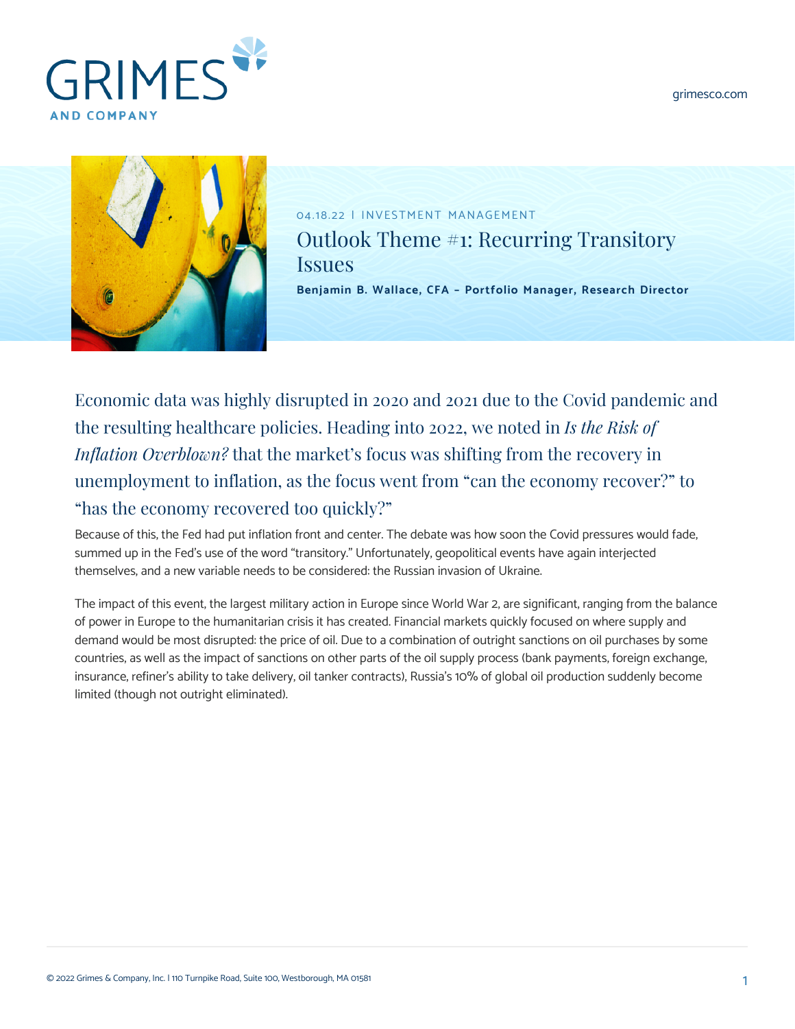04.18.22 | INVESTMENT MANAGEMENT

# Outlook Theme #1: Recurring Transitory Issues

**Benjamin B. Wallace, CFA – Portfolio Manager, Research Director**

Economic data was highly disrupted in 2020 and 2021 due to the Covid pandemic and the resulting healthcare policies. Heading into 2022, we noted in *Is the Risk of Inflation Overblown?* that the market's focus was shifting from the recovery in unemployment to inflation, as the focus went from "can the economy recover?" to "has the economy recovered too quickly?"

Because of this, the Fed had put inflation front and center. The debate was how soon the Covid pressures would fade, summed up in the Fed's use of the word "transitory." Unfortunately, geopolitical events have again interjected themselves, and a new variable needs to be considered: the Russian invasion of Ukraine.

The impact of this event, the largest military action in Europe since World War 2, are significant, ranging from the balance of power in Europe to the humanitarian crisis it has created. Financial markets quickly focused on where supply and demand would be most disrupted: the price of oil. Due to a combination of outright sanctions on oil purchases by some countries, as well as the impact of sanctions on other parts of the oil supply process (bank payments, foreign exchange, insurance, refiner's ability to take delivery, oil tanker contracts), Russia's 10% of global oil production suddenly become limited (though not outright eliminated).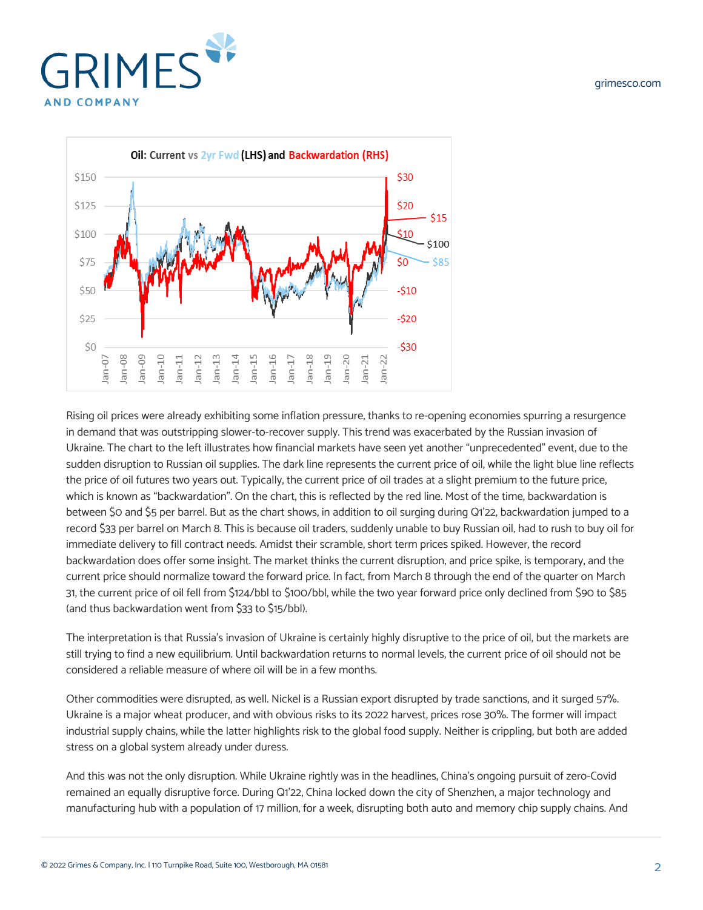Rising oil prices were already exhibiting some inflation pressure, thanks to re-opening economies spurring a resurgence in demand that was outstripping slower-to-recover supply. This trend was exacerbated by the Russian invasion of Ukraine. The chart to the left illustrates how financial markets have seen yet another "unprecedented" event, due to the sudden disruption to Russian oil supplies. The dark line represents the current price of oil, while the light blue line reflects the price of oil futures two years out. Typically, the current price of oil trades at a slight premium to the future price, which is known as "backwardation". On the chart, this is reflected by the red line. Most of the time, backwardation is between $0 and $5 per barrel. But as the chart shows, in addition to oil surging during Q1'22, backwardation jumped to a record $33 per barrel on March 8. This is because oil traders, suddenly unable to buy Russian oil, had to rush to buy oil for immediate delivery to fill contract needs. Amidst their scramble, short term prices spiked. However, the record backwardation does offer some insight. The market thinks the current disruption, and price spike, is temporary, and the current price should normalize toward the forward price. In fact, from March 8 through the end of the quarter on March 31, the current price of oil fell from $124/bbl to $100/bbl, while the two year forward price only declined from $90 to $85 (and thus backwardation went from $33 to $15/bbl).

The interpretation is that Russia's invasion of Ukraine is certainly highly disruptive to the price of oil, but the markets are still trying to find a new equilibrium. Until backwardation returns to normal levels, the current price of oil should not be considered a reliable measure of where oil will be in a few months.

Other commodities were disrupted, as well. Nickel is a Russian export disrupted by trade sanctions, and it surged 57%. Ukraine is a major wheat producer, and with obvious risks to its 2022 harvest, prices rose 30%. The former will impact industrial supply chains, while the latter highlights risk to the global food supply. Neither is crippling, but both are added stress on a global system already under duress.

And this was not the only disruption. While Ukraine rightly was in the headlines, China's ongoing pursuit of zero-Covid remained an equally disruptive force. During Q1'22, China locked down the city of Shenzhen, a major technology and manufacturing hub with a population of 17 million, for a week, disrupting both auto and memory chip supply chains. And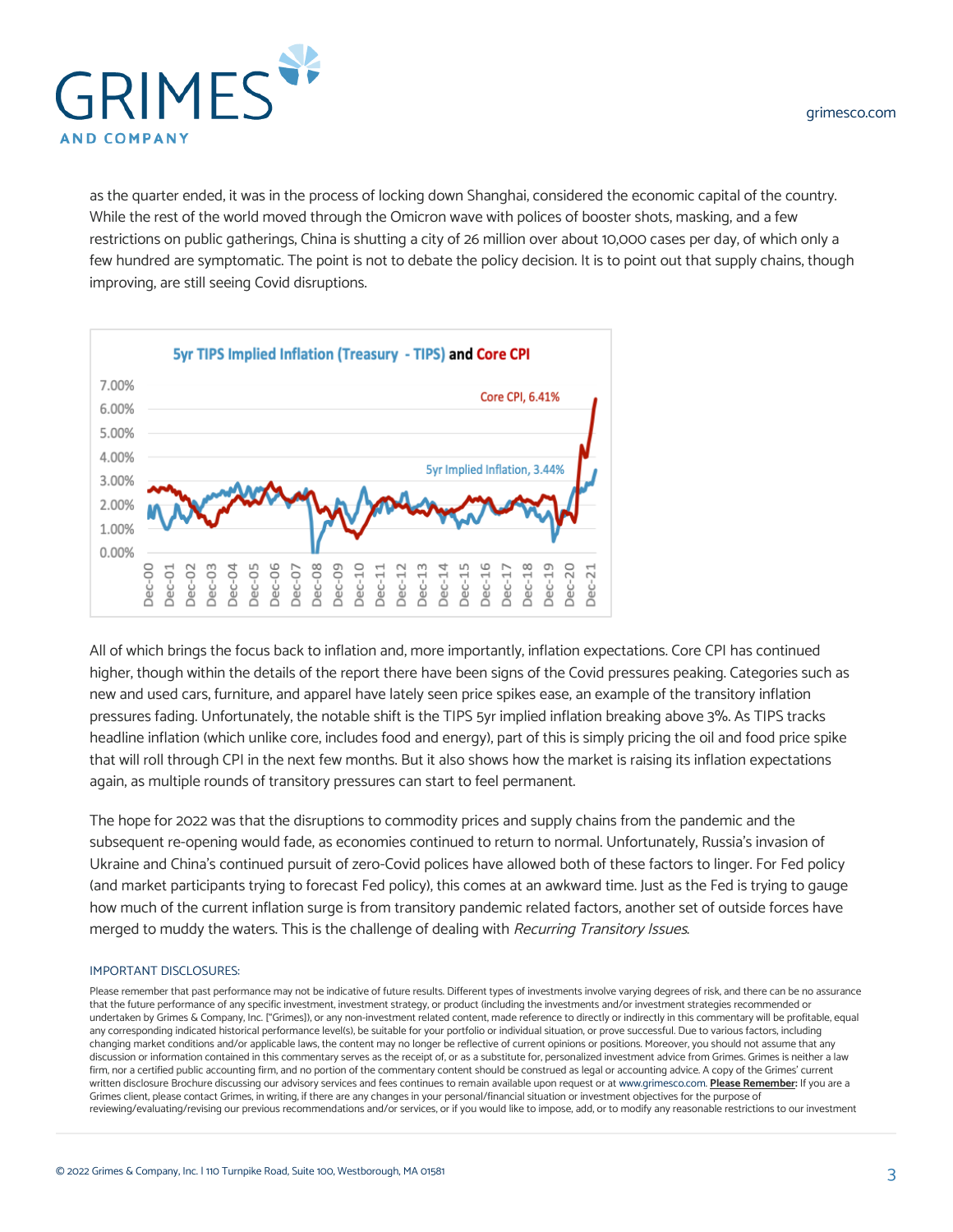as the quarter ended, it was in the process of locking down Shanghai, considered the economic capital of the country. While the rest of the world moved through the Omicron wave with polices of booster shots, masking, and a few restrictions on public gatherings, China is shutting a city of 26 million over about 10,000 cases per day, of which only a few hundred are symptomatic. The point is not to debate the policy decision. It is to point out that supply chains, though improving, are still seeing Covid disruptions.

All of which brings the focus back to inflation and, more importantly, inflation expectations. Core CPI has continued higher, though within the details of the report there have been signs of the Covid pressures peaking. Categories such as new and used cars, furniture, and apparel have lately seen price spikes ease, an example of the transitory inflation pressures fading. Unfortunately, the notable shift is the TIPS 5yr implied inflation breaking above 3%. As TIPS tracks headline inflation (which unlike core, includes food and energy), part of this is simply pricing the oil and food price spike that will roll through CPI in the next few months. But it also shows how the market is raising its inflation expectations again, as multiple rounds of transitory pressures can start to feel permanent.

The hope for 2022 was that the disruptions to commodity prices and supply chains from the pandemic and the subsequent re-opening would fade, as economies continued to return to normal. Unfortunately, Russia's invasion of Ukraine and China's continued pursuit of zero-Covid polices have allowed both of these factors to linger. For Fed policy (and market participants trying to forecast Fed policy), this comes at an awkward time. Just as the Fed is trying to gauge how much of the current inflation surge is from transitory pandemic related factors, another set of outside forces have merged to muddy the waters. This is the challenge of dealing with *Recurring Transitory Issues*.

IMPORTANT DISCLOSURES:

Please remember that past performance may not be indicative of future results. Different types of investments involve varying degrees of risk, and there can be no assurance that the future performance of any specific investment, investment strategy, or product (including the investments and/or investment strategies recommended or undertaken by Grimes & Company, Inc. ["Grimes]), or any non-investment related content, made reference to directly or indirectly in this commentary will be profitable, equal any corresponding indicated historical performance level(s), be suitable for your portfolio or individual situation, or prove successful. Due to various factors, including changing market conditions and/or applicable laws, the content may no longer be reflective of current opinions or positions. Moreover, you should not assume that any discussion or information contained in this commentary serves as the receipt of, or as a substitute for, personalized investment advice from Grimes. Grimes is neither a law firm, nor a certified public accounting firm, and no portion of the commentary content should be construed as legal or accounting advice. A copy of the Grimes' current written disclosure Brochure discussing our advisory services and fees continues to remain available upon request or at www.grimesco.com. **Please Remember:** If you are a Grimes client, please contact Grimes, in writing, if there are any changes in your personal/financial situation or investment objectives for the purpose of reviewing/evaluating/revising our previous recommendations and/or services, or if you would like to impose, add, or to modify any reasonable restrictions to our investment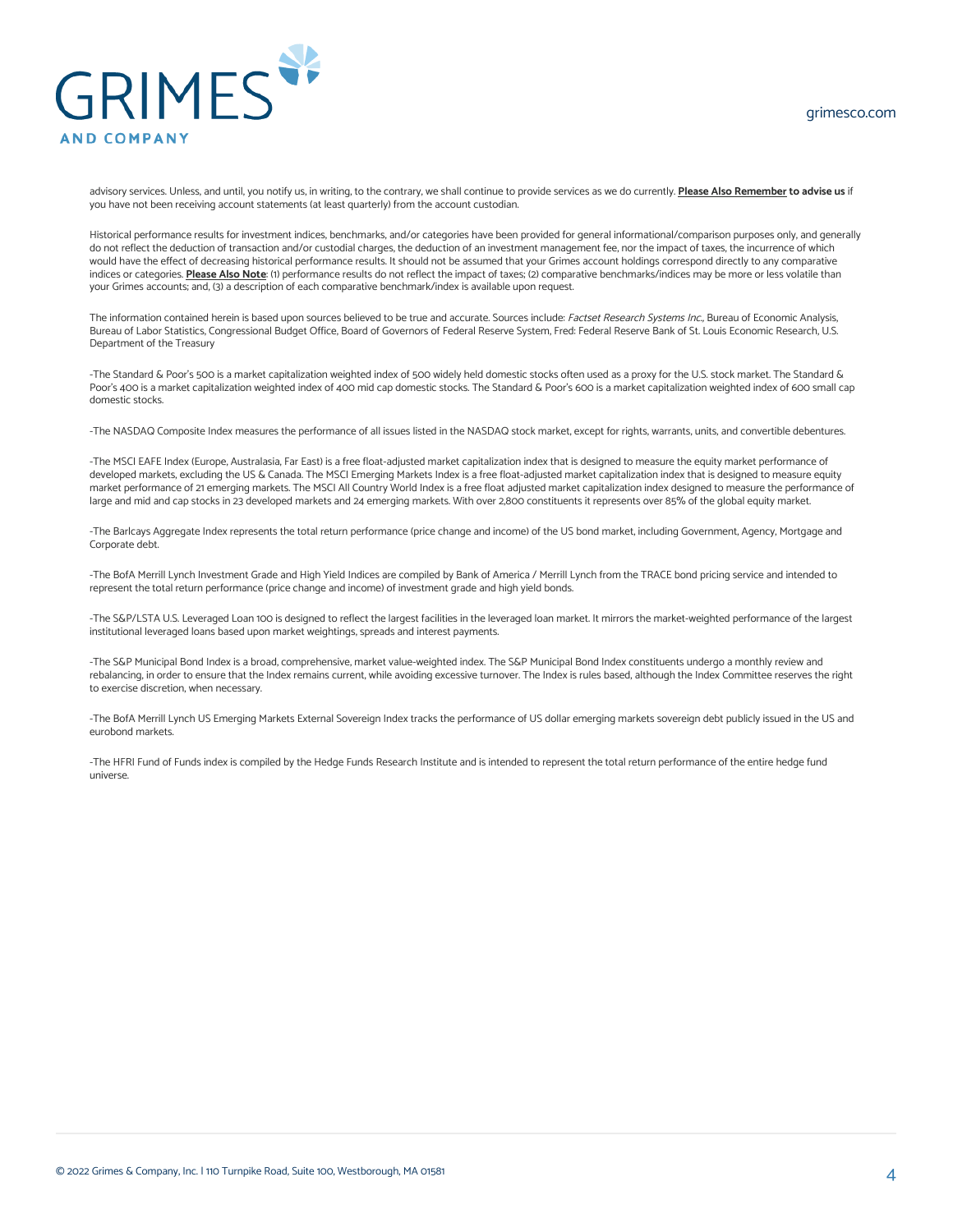advisory services. Unless, and until, you notify us, in writing, to the contrary, we shall continue to provide services as we do currently. **Please Also Remember to advise us** if you have not been receiving account statements (at least quarterly) from the account custodian.

Historical performance results for investment indices, benchmarks, and/or categories have been provided for general informational/comparison purposes only, and generally do not reflect the deduction of transaction and/or custodial charges, the deduction of an investment management fee, nor the impact of taxes, the incurrence of which would have the effect of decreasing historical performance results. It should not be assumed that your Grimes account holdings correspond directly to any comparative indices or categories. **Please Also Note**: (1) performance results do not reflect the impact of taxes; (2) comparative benchmarks/indices may be more or less volatile than your Grimes accounts; and, (3) a description of each comparative benchmark/index is available upon request.

The information contained herein is based upon sources believed to be true and accurate. Sources include: *Factset Research Systems Inc.*, Bureau of Economic Analysis, Bureau of Labor Statistics, Congressional Budget Office, Board of Governors of Federal Reserve System, Fred: Federal Reserve Bank of St. Louis Economic Research, U.S. Department of the Treasury

-The Standard & Poor's 500 is a market capitalization weighted index of 500 widely held domestic stocks often used as a proxy for the U.S. stock market. The Standard & Poor's 400 is a market capitalization weighted index of 400 mid cap domestic stocks. The Standard & Poor's 600 is a market capitalization weighted index of 600 small cap domestic stocks.

-The NASDAQ Composite Index measures the performance of all issues listed in the NASDAQ stock market, except for rights, warrants, units, and convertible debentures.

-The MSCI EAFE Index (Europe, Australasia, Far East) is a free float-adjusted market capitalization index that is designed to measure the equity market performance of developed markets, excluding the US & Canada. The MSCI Emerging Markets Index is a free float-adjusted market capitalization index that is designed to measure equity market performance of 21 emerging markets. The MSCI All Country World Index is a free float adjusted market capitalization index designed to measure the performance of large and mid and cap stocks in 23 developed markets and 24 emerging markets. With over 2,800 constituents it represents over 85% of the global equity market.

-The Barlcays Aggregate Index represents the total return performance (price change and income) of the US bond market, including Government, Agency, Mortgage and Corporate debt.

-The BofA Merrill Lynch Investment Grade and High Yield Indices are compiled by Bank of America / Merrill Lynch from the TRACE bond pricing service and intended to represent the total return performance (price change and income) of investment grade and high yield bonds.

-The S&P/LSTA U.S. Leveraged Loan 100 is designed to reflect the largest facilities in the leveraged loan market. It mirrors the market-weighted performance of the largest institutional leveraged loans based upon market weightings, spreads and interest payments.

-The S&P Municipal Bond Index is a broad, comprehensive, market value-weighted index. The S&P Municipal Bond Index constituents undergo a monthly review and rebalancing, in order to ensure that the Index remains current, while avoiding excessive turnover. The Index is rules based, although the Index Committee reserves the right to exercise discretion, when necessary.

-The BofA Merrill Lynch US Emerging Markets External Sovereign Index tracks the performance of US dollar emerging markets sovereign debt publicly issued in the US and eurobond markets.

-The HFRI Fund of Funds index is compiled by the Hedge Funds Research Institute and is intended to represent the total return performance of the entire hedge fund universe.